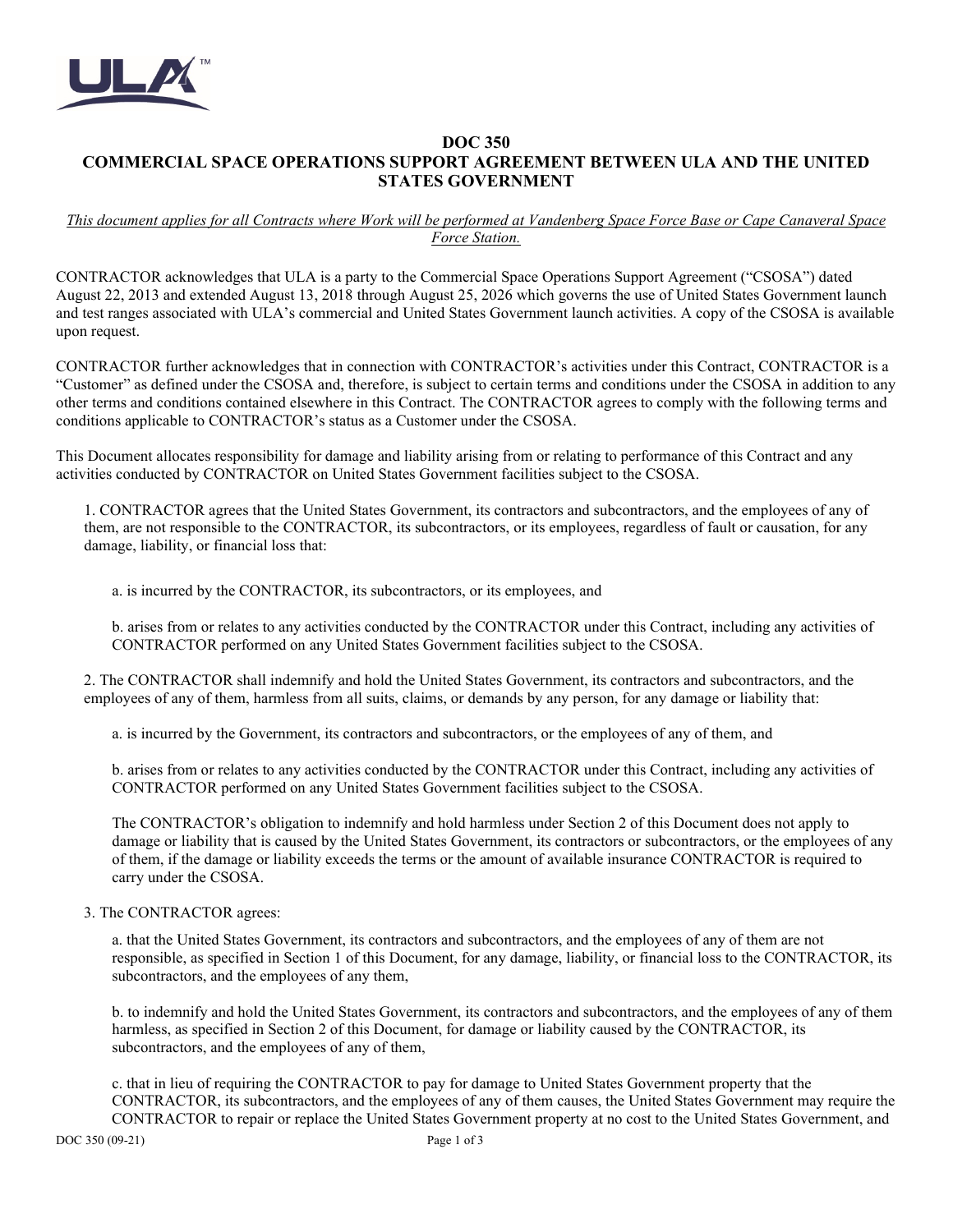# DOC 350
# COMMERCIAL SPACE OPERATIONS SUPPORT AGREEMENT BETWEEN ULA AND THE UNITED STATES GOVERNMENT

*This document applies for all Contracts where Work will be performed at Vandenberg Space Force Base or Cape Canaveral Space Force Station.*

CONTRACTOR acknowledges that ULA is a party to the Commercial Space Operations Support Agreement ("CSOSA") dated August 22, 2013 and extended August 13, 2018 through August 25, 2026 which governs the use of United States Government launch and test ranges associated with ULA's commercial and United States Government launch activities. A copy of the CSOSA is available upon request.

CONTRACTOR further acknowledges that in connection with CONTRACTOR's activities under this Contract, CONTRACTOR is a "Customer" as defined under the CSOSA and, therefore, is subject to certain terms and conditions under the CSOSA in addition to any other terms and conditions contained elsewhere in this Contract. The CONTRACTOR agrees to comply with the following terms and conditions applicable to CONTRACTOR's status as a Customer under the CSOSA.

This Document allocates responsibility for damage and liability arising from or relating to performance of this Contract and any activities conducted by CONTRACTOR on United States Government facilities subject to the CSOSA.

1. CONTRACTOR agrees that the United States Government, its contractors and subcontractors, and the employees of any of them, are not responsible to the CONTRACTOR, its subcontractors, or its employees, regardless of fault or causation, for any damage, liability, or financial loss that:

   a. is incurred by the CONTRACTOR, its subcontractors, or its employees, and

   b. arises from or relates to any activities conducted by the CONTRACTOR under this Contract, including any activities of CONTRACTOR performed on any United States Government facilities subject to the CSOSA.

2. The CONTRACTOR shall indemnify and hold the United States Government, its contractors and subcontractors, and the employees of any of them, harmless from all suits, claims, or demands by any person, for any damage or liability that:

   a. is incurred by the Government, its contractors and subcontractors, or the employees of any of them, and

   b. arises from or relates to any activities conducted by the CONTRACTOR under this Contract, including any activities of CONTRACTOR performed on any United States Government facilities subject to the CSOSA.

   The CONTRACTOR's obligation to indemnify and hold harmless under Section 2 of this Document does not apply to damage or liability that is caused by the United States Government, its contractors or subcontractors, or the employees of any of them, if the damage or liability exceeds the terms or the amount of available insurance CONTRACTOR is required to carry under the CSOSA.

3. The CONTRACTOR agrees:

   a. that the United States Government, its contractors and subcontractors, and the employees of any of them are not responsible, as specified in Section 1 of this Document, for any damage, liability, or financial loss to the CONTRACTOR, its subcontractors, and the employees of any them,

   b. to indemnify and hold the United States Government, its contractors and subcontractors, and the employees of any of them harmless, as specified in Section 2 of this Document, for damage or liability caused by the CONTRACTOR, its subcontractors, and the employees of any of them,

   c. that in lieu of requiring the CONTRACTOR to pay for damage to United States Government property that the CONTRACTOR, its subcontractors, and the employees of any of them causes, the United States Government may require the CONTRACTOR to repair or replace the United States Government property at no cost to the United States Government, and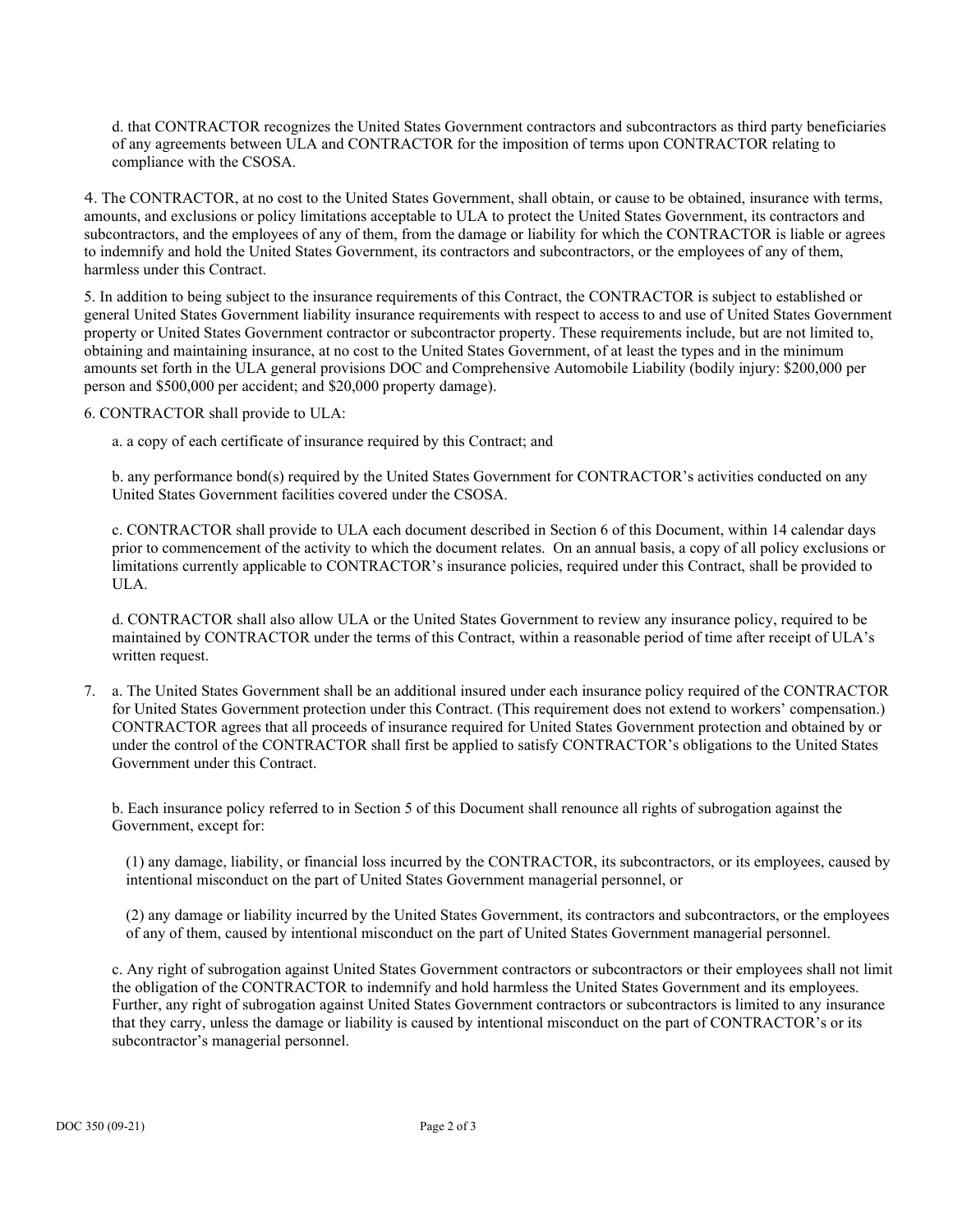d. that CONTRACTOR recognizes the United States Government contractors and subcontractors as third party beneficiaries of any agreements between ULA and CONTRACTOR for the imposition of terms upon CONTRACTOR relating to compliance with the CSOSA.

4. The CONTRACTOR, at no cost to the United States Government, shall obtain, or cause to be obtained, insurance with terms, amounts, and exclusions or policy limitations acceptable to ULA to protect the United States Government, its contractors and subcontractors, and the employees of any of them, from the damage or liability for which the CONTRACTOR is liable or agrees to indemnify and hold the United States Government, its contractors and subcontractors, or the employees of any of them, harmless under this Contract.

5. In addition to being subject to the insurance requirements of this Contract, the CONTRACTOR is subject to established or general United States Government liability insurance requirements with respect to access to and use of United States Government property or United States Government contractor or subcontractor property. These requirements include, but are not limited to, obtaining and maintaining insurance, at no cost to the United States Government, of at least the types and in the minimum amounts set forth in the ULA general provisions DOC and Comprehensive Automobile Liability (bodily injury: $200,000 per person and $500,000 per accident; and $20,000 property damage).

6. CONTRACTOR shall provide to ULA:

a. a copy of each certificate of insurance required by this Contract; and

b. any performance bond(s) required by the United States Government for CONTRACTOR's activities conducted on any United States Government facilities covered under the CSOSA.

c. CONTRACTOR shall provide to ULA each document described in Section 6 of this Document, within 14 calendar days prior to commencement of the activity to which the document relates. On an annual basis, a copy of all policy exclusions or limitations currently applicable to CONTRACTOR's insurance policies, required under this Contract, shall be provided to ULA.

d. CONTRACTOR shall also allow ULA or the United States Government to review any insurance policy, required to be maintained by CONTRACTOR under the terms of this Contract, within a reasonable period of time after receipt of ULA's written request.

7. a. The United States Government shall be an additional insured under each insurance policy required of the CONTRACTOR for United States Government protection under this Contract. (This requirement does not extend to workers' compensation.) CONTRACTOR agrees that all proceeds of insurance required for United States Government protection and obtained by or under the control of the CONTRACTOR shall first be applied to satisfy CONTRACTOR's obligations to the United States Government under this Contract.

b. Each insurance policy referred to in Section 5 of this Document shall renounce all rights of subrogation against the Government, except for:

(1) any damage, liability, or financial loss incurred by the CONTRACTOR, its subcontractors, or its employees, caused by intentional misconduct on the part of United States Government managerial personnel, or

(2) any damage or liability incurred by the United States Government, its contractors and subcontractors, or the employees of any of them, caused by intentional misconduct on the part of United States Government managerial personnel.

c. Any right of subrogation against United States Government contractors or subcontractors or their employees shall not limit the obligation of the CONTRACTOR to indemnify and hold harmless the United States Government and its employees. Further, any right of subrogation against United States Government contractors or subcontractors is limited to any insurance that they carry, unless the damage or liability is caused by intentional misconduct on the part of CONTRACTOR's or its subcontractor's managerial personnel.

DOC 350 (09-21)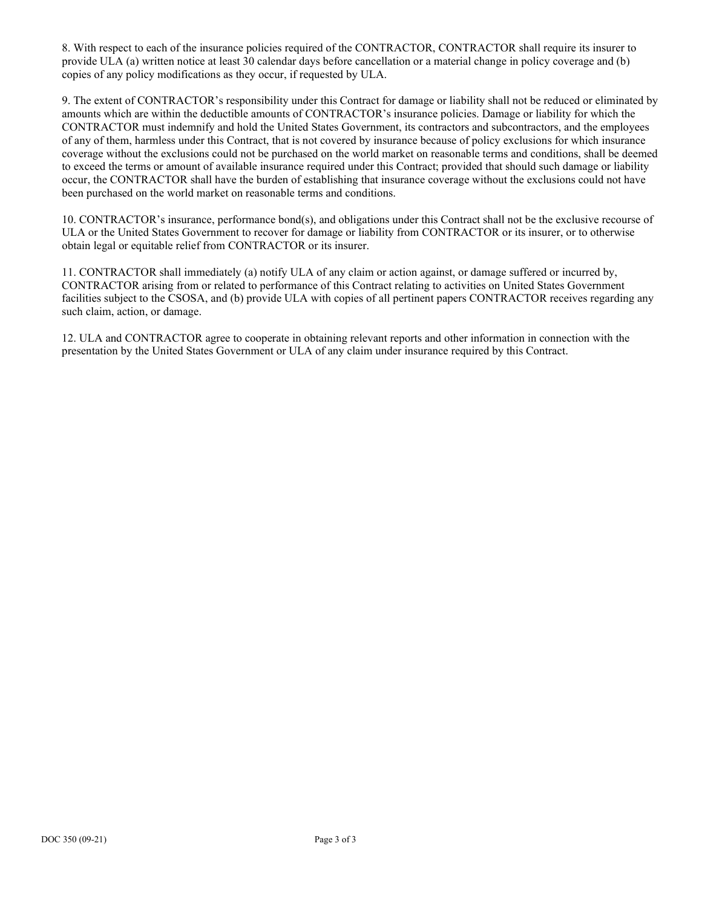8. With respect to each of the insurance policies required of the CONTRACTOR, CONTRACTOR shall require its insurer to provide ULA (a) written notice at least 30 calendar days before cancellation or a material change in policy coverage and (b) copies of any policy modifications as they occur, if requested by ULA.

9. The extent of CONTRACTOR's responsibility under this Contract for damage or liability shall not be reduced or eliminated by amounts which are within the deductible amounts of CONTRACTOR's insurance policies. Damage or liability for which the CONTRACTOR must indemnify and hold the United States Government, its contractors and subcontractors, and the employees of any of them, harmless under this Contract, that is not covered by insurance because of policy exclusions for which insurance coverage without the exclusions could not be purchased on the world market on reasonable terms and conditions, shall be deemed to exceed the terms or amount of available insurance required under this Contract; provided that should such damage or liability occur, the CONTRACTOR shall have the burden of establishing that insurance coverage without the exclusions could not have been purchased on the world market on reasonable terms and conditions.

10. CONTRACTOR's insurance, performance bond(s), and obligations under this Contract shall not be the exclusive recourse of ULA or the United States Government to recover for damage or liability from CONTRACTOR or its insurer, or to otherwise obtain legal or equitable relief from CONTRACTOR or its insurer.

11. CONTRACTOR shall immediately (a) notify ULA of any claim or action against, or damage suffered or incurred by, CONTRACTOR arising from or related to performance of this Contract relating to activities on United States Government facilities subject to the CSOSA, and (b) provide ULA with copies of all pertinent papers CONTRACTOR receives regarding any such claim, action, or damage.

12. ULA and CONTRACTOR agree to cooperate in obtaining relevant reports and other information in connection with the presentation by the United States Government or ULA of any claim under insurance required by this Contract.

DOC 350 (09-21)